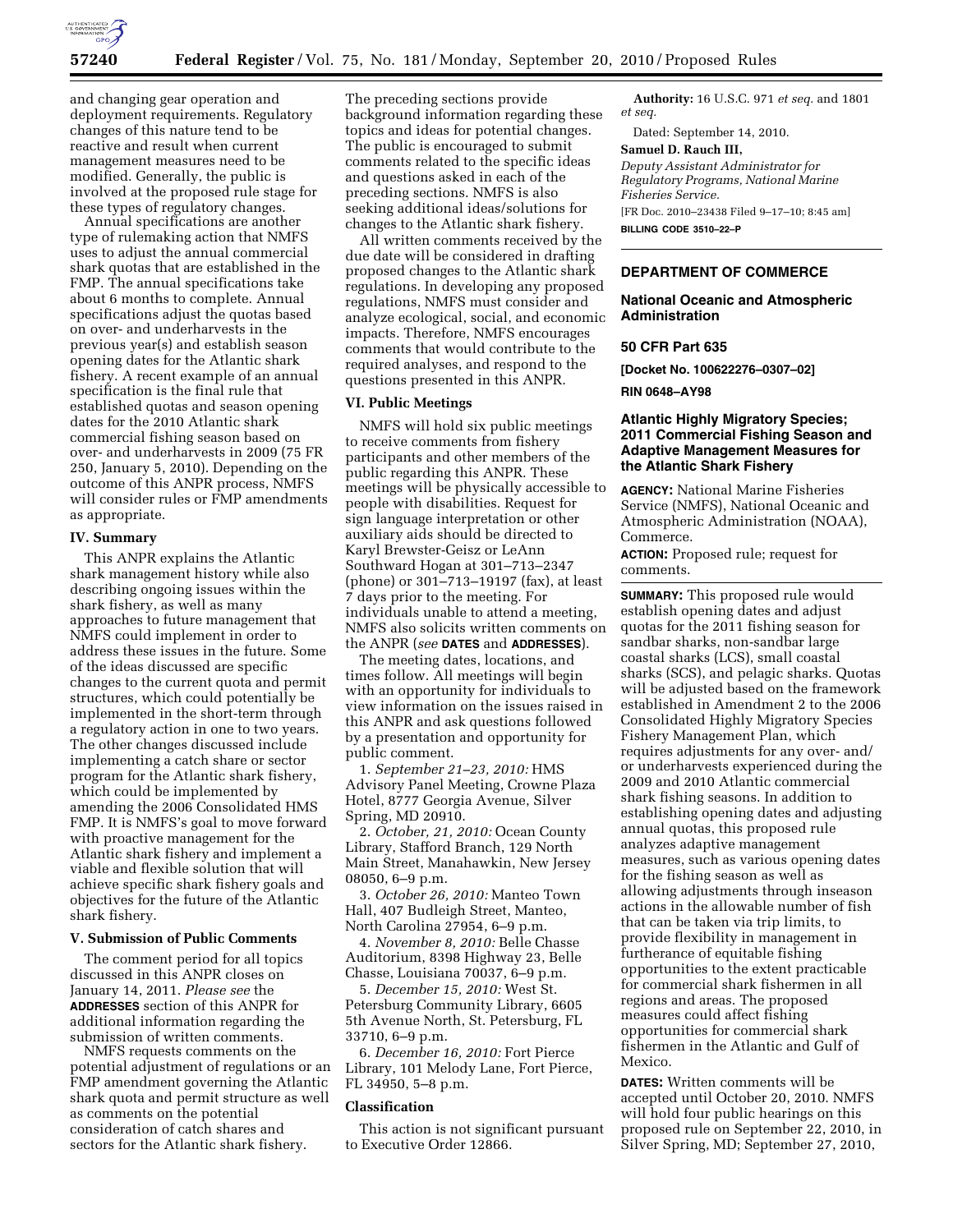and changing gear operation and deployment requirements. Regulatory changes of this nature tend to be reactive and result when current management measures need to be modified. Generally, the public is involved at the proposed rule stage for these types of regulatory changes.

Annual specifications are another type of rulemaking action that NMFS uses to adjust the annual commercial shark quotas that are established in the FMP. The annual specifications take about 6 months to complete. Annual specifications adjust the quotas based on over- and underharvests in the previous year(s) and establish season opening dates for the Atlantic shark fishery. A recent example of an annual specification is the final rule that established quotas and season opening dates for the 2010 Atlantic shark commercial fishing season based on over- and underharvests in 2009 (75 FR 250, January 5, 2010). Depending on the outcome of this ANPR process, NMFS will consider rules or FMP amendments as appropriate.

## IV. Summary

This ANPR explains the Atlantic shark management history while also describing ongoing issues within the shark fishery, as well as many approaches to future management that NMFS could implement in order to address these issues in the future. Some of the ideas discussed are specific changes to the current quota and permit structures, which could potentially be implemented in the short-term through a regulatory action in one to two years. The other changes discussed include implementing a catch share or sector program for the Atlantic shark fishery, which could be implemented by amending the 2006 Consolidated HMS FMP. It is NMFS's goal to move forward with proactive management for the Atlantic shark fishery and implement a viable and flexible solution that will achieve specific shark fishery goals and objectives for the future of the Atlantic shark fishery.

## V. Submission of Public Comments

The comment period for all topics discussed in this ANPR closes on January 14, 2011. *Please see* the **ADDRESSES** section of this ANPR for additional information regarding the submission of written comments.

NMFS requests comments on the potential adjustment of regulations or an FMP amendment governing the Atlantic shark quota and permit structure as well as comments on the potential consideration of catch shares and sectors for the Atlantic shark fishery.

The preceding sections provide background information regarding these topics and ideas for potential changes. The public is encouraged to submit comments related to the specific ideas and questions asked in each of the preceding sections. NMFS is also seeking additional ideas/solutions for changes to the Atlantic shark fishery.

All written comments received by the due date will be considered in drafting proposed changes to the Atlantic shark regulations. In developing any proposed regulations, NMFS must consider and analyze ecological, social, and economic impacts. Therefore, NMFS encourages comments that would contribute to the required analyses, and respond to the questions presented in this ANPR.

## VI. Public Meetings

NMFS will hold six public meetings to receive comments from fishery participants and other members of the public regarding this ANPR. These meetings will be physically accessible to people with disabilities. Request for sign language interpretation or other auxiliary aids should be directed to Karyl Brewster-Geisz or LeAnn Southward Hogan at 301–713–2347 (phone) or 301–713–19197 (fax), at least 7 days prior to the meeting. For individuals unable to attend a meeting, NMFS also solicits written comments on the ANPR (*see* **DATES** and **ADDRESSES**).

The meeting dates, locations, and times follow. All meetings will begin with an opportunity for individuals to view information on the issues raised in this ANPR and ask questions followed by a presentation and opportunity for public comment.

1. *September 21–23, 2010:* HMS Advisory Panel Meeting, Crowne Plaza Hotel, 8777 Georgia Avenue, Silver Spring, MD 20910.

2. *October, 21, 2010:* Ocean County Library, Stafford Branch, 129 North Main Street, Manahawkin, New Jersey 08050, 6–9 p.m.

3. *October 26, 2010:* Manteo Town Hall, 407 Budleigh Street, Manteo, North Carolina 27954, 6–9 p.m.

4. *November 8, 2010:* Belle Chasse Auditorium, 8398 Highway 23, Belle Chasse, Louisiana 70037, 6–9 p.m.

5. *December 15, 2010:* West St. Petersburg Community Library, 6605 5th Avenue North, St. Petersburg, FL 33710, 6–9 p.m.

6. *December 16, 2010:* Fort Pierce Library, 101 Melody Lane, Fort Pierce, FL 34950, 5–8 p.m.

### Classification

This action is not significant pursuant to Executive Order 12866.

**Authority:** 16 U.S.C. 971 *et seq.* and 1801 *et seq.*

Dated: September 14, 2010.

**Samuel D. Rauch III,**

*Deputy Assistant Administrator for Regulatory Programs, National Marine Fisheries Service.*

[FR Doc. 2010–23438 Filed 9–17–10; 8:45 am]

**BILLING CODE 3510–22–P**

---

## DEPARTMENT OF COMMERCE

### National Oceanic and Atmospheric Administration

### 50 CFR Part 635

**[Docket No. 100622276–0307–02]**

**RIN 0648–AY98**

### Atlantic Highly Migratory Species; 2011 Commercial Fishing Season and Adaptive Management Measures for the Atlantic Shark Fishery

**AGENCY:** National Marine Fisheries Service (NMFS), National Oceanic and Atmospheric Administration (NOAA), Commerce.

**ACTION:** Proposed rule; request for comments.

**SUMMARY:** This proposed rule would establish opening dates and adjust quotas for the 2011 fishing season for sandbar sharks, non-sandbar large coastal sharks (LCS), small coastal sharks (SCS), and pelagic sharks. Quotas will be adjusted based on the framework established in Amendment 2 to the 2006 Consolidated Highly Migratory Species Fishery Management Plan, which requires adjustments for any over- and/or underharvests experienced during the 2009 and 2010 Atlantic commercial shark fishing seasons. In addition to establishing opening dates and adjusting annual quotas, this proposed rule analyzes adaptive management measures, such as various opening dates for the fishing season as well as allowing adjustments through inseason actions in the allowable number of fish that can be taken via trip limits, to provide flexibility in management in furtherance of equitable fishing opportunities to the extent practicable for commercial shark fishermen in all regions and areas. The proposed measures could affect fishing opportunities for commercial shark fishermen in the Atlantic and Gulf of Mexico.

**DATES:** Written comments will be accepted until October 20, 2010. NMFS will hold four public hearings on this proposed rule on September 22, 2010, in Silver Spring, MD; September 27, 2010,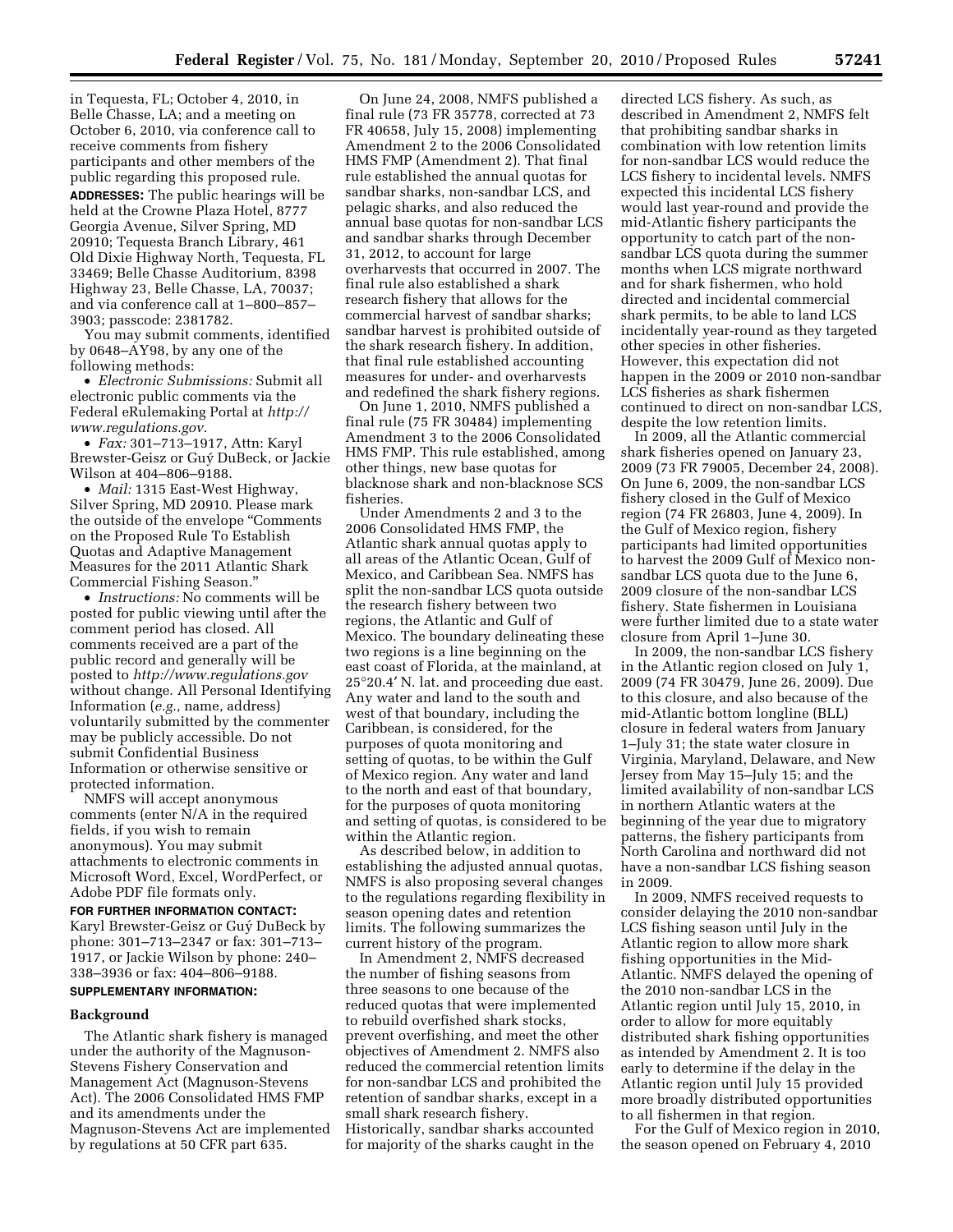in Tequesta, FL; October 4, 2010, in Belle Chasse, LA; and a meeting on October 6, 2010, via conference call to receive comments from fishery participants and other members of the public regarding this proposed rule.

**ADDRESSES:** The public hearings will be held at the Crowne Plaza Hotel, 8777 Georgia Avenue, Silver Spring, MD 20910; Tequesta Branch Library, 461 Old Dixie Highway North, Tequesta, FL 33469; Belle Chasse Auditorium, 8398 Highway 23, Belle Chasse, LA, 70037; and via conference call at 1–800–857–3903; passcode: 2381782.

You may submit comments, identified by 0648–AY98, by any one of the following methods:

- *Electronic Submissions:* Submit all electronic public comments via the Federal eRulemaking Portal at *http://www.regulations.gov*.
- *Fax:* 301–713–1917, Attn: Karyl Brewster-Geisz or Guý DuBeck, or Jackie Wilson at 404–806–9188.
- *Mail:* 1315 East-West Highway, Silver Spring, MD 20910. Please mark the outside of the envelope "Comments on the Proposed Rule To Establish Quotas and Adaptive Management Measures for the 2011 Atlantic Shark Commercial Fishing Season."
- *Instructions:* No comments will be posted for public viewing until after the comment period has closed. All comments received are a part of the public record and generally will be posted to *http://www.regulations.gov* without change. All Personal Identifying Information (*e.g.,* name, address) voluntarily submitted by the commenter may be publicly accessible. Do not submit Confidential Business Information or otherwise sensitive or protected information.

NMFS will accept anonymous comments (enter N/A in the required fields, if you wish to remain anonymous). You may submit attachments to electronic comments in Microsoft Word, Excel, WordPerfect, or Adobe PDF file formats only.

**FOR FURTHER INFORMATION CONTACT:** Karyl Brewster-Geisz or Guý DuBeck by phone: 301–713–2347 or fax: 301–713–1917, or Jackie Wilson by phone: 240–338–3936 or fax: 404–806–9188.

**SUPPLEMENTARY INFORMATION:**

## Background

The Atlantic shark fishery is managed under the authority of the Magnuson-Stevens Fishery Conservation and Management Act (Magnuson-Stevens Act). The 2006 Consolidated HMS FMP and its amendments under the Magnuson-Stevens Act are implemented by regulations at 50 CFR part 635.

On June 24, 2008, NMFS published a final rule (73 FR 35778, corrected at 73 FR 40658, July 15, 2008) implementing Amendment 2 to the 2006 Consolidated HMS FMP (Amendment 2). That final rule established the annual quotas for sandbar sharks, non-sandbar LCS, and pelagic sharks, and also reduced the annual base quotas for non-sandbar LCS and sandbar sharks through December 31, 2012, to account for large overharvests that occurred in 2007. The final rule also established a shark research fishery that allows for the commercial harvest of sandbar sharks; sandbar harvest is prohibited outside of the shark research fishery. In addition, that final rule established accounting measures for under- and overharvests and redefined the shark fishery regions.

On June 1, 2010, NMFS published a final rule (75 FR 30484) implementing Amendment 3 to the 2006 Consolidated HMS FMP. This rule established, among other things, new base quotas for blacknose shark and non-blacknose SCS fisheries.

Under Amendments 2 and 3 to the 2006 Consolidated HMS FMP, the Atlantic shark annual quotas apply to all areas of the Atlantic Ocean, Gulf of Mexico, and Caribbean Sea. NMFS has split the non-sandbar LCS quota outside the research fishery between two regions, the Atlantic and Gulf of Mexico. The boundary delineating these two regions is a line beginning on the east coast of Florida, at the mainland, at 25°20.4′ N. lat. and proceeding due east. Any water and land to the south and west of that boundary, including the Caribbean, is considered, for the purposes of quota monitoring and setting of quotas, to be within the Gulf of Mexico region. Any water and land to the north and east of that boundary, for the purposes of quota monitoring and setting of quotas, is considered to be within the Atlantic region.

As described below, in addition to establishing the adjusted annual quotas, NMFS is also proposing several changes to the regulations regarding flexibility in season opening dates and retention limits. The following summarizes the current history of the program.

In Amendment 2, NMFS decreased the number of fishing seasons from three seasons to one because of the reduced quotas that were implemented to rebuild overfished shark stocks, prevent overfishing, and meet the other objectives of Amendment 2. NMFS also reduced the commercial retention limits for non-sandbar LCS and prohibited the retention of sandbar sharks, except in a small shark research fishery. Historically, sandbar sharks accounted for majority of the sharks caught in the directed LCS fishery. As such, as described in Amendment 2, NMFS felt that prohibiting sandbar sharks in combination with low retention limits for non-sandbar LCS would reduce the LCS fishery to incidental levels. NMFS expected this incidental LCS fishery would last year-round and provide the mid-Atlantic fishery participants the opportunity to catch part of the non-sandbar LCS quota during the summer months when LCS migrate northward and for shark fishermen, who hold directed and incidental commercial shark permits, to be able to land LCS incidentally year-round as they targeted other species in other fisheries. However, this expectation did not happen in the 2009 or 2010 non-sandbar LCS fisheries as shark fishermen continued to direct on non-sandbar LCS, despite the low retention limits.

In 2009, all the Atlantic commercial shark fisheries opened on January 23, 2009 (73 FR 79005, December 24, 2008). On June 6, 2009, the non-sandbar LCS fishery closed in the Gulf of Mexico region (74 FR 26803, June 4, 2009). In the Gulf of Mexico region, fishery participants had limited opportunities to harvest the 2009 Gulf of Mexico non-sandbar LCS quota due to the June 6, 2009 closure of the non-sandbar LCS fishery. State fishermen in Louisiana were further limited due to a state water closure from April 1–June 30.

In 2009, the non-sandbar LCS fishery in the Atlantic region closed on July 1, 2009 (74 FR 30479, June 26, 2009). Due to this closure, and also because of the mid-Atlantic bottom longline (BLL) closure in federal waters from January 1–July 31; the state water closure in Virginia, Maryland, Delaware, and New Jersey from May 15–July 15; and the limited availability of non-sandbar LCS in northern Atlantic waters at the beginning of the year due to migratory patterns, the fishery participants from North Carolina and northward did not have a non-sandbar LCS fishing season in 2009.

In 2009, NMFS received requests to consider delaying the 2010 non-sandbar LCS fishing season until July in the Atlantic region to allow more shark fishing opportunities in the Mid-Atlantic. NMFS delayed the opening of the 2010 non-sandbar LCS in the Atlantic region until July 15, 2010, in order to allow for more equitably distributed shark fishing opportunities as intended by Amendment 2. It is too early to determine if the delay in the Atlantic region until July 15 provided more broadly distributed opportunities to all fishermen in that region.

For the Gulf of Mexico region in 2010, the season opened on February 4, 2010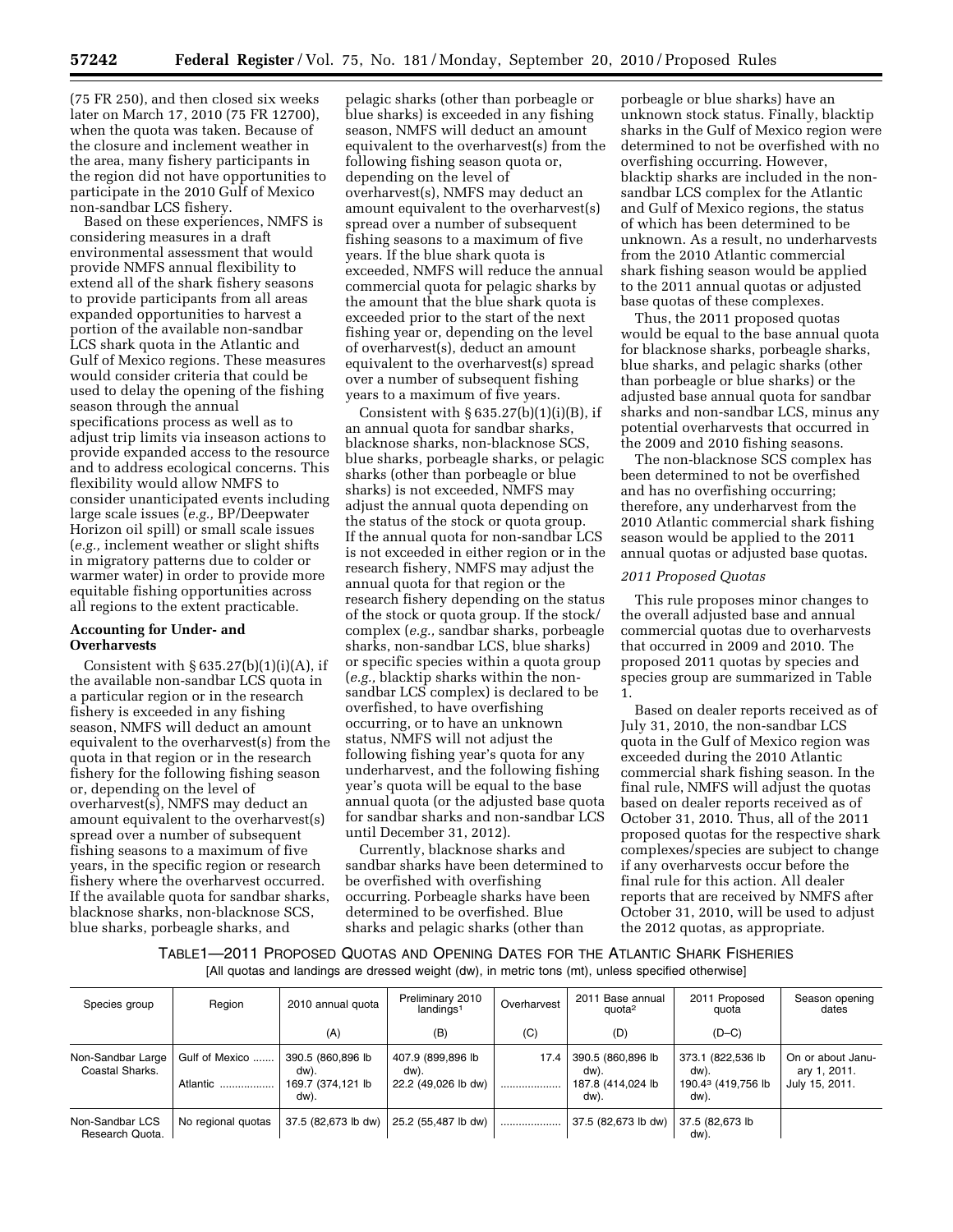(75 FR 250), and then closed six weeks later on March 17, 2010 (75 FR 12700), when the quota was taken. Because of the closure and inclement weather in the area, many fishery participants in the region did not have opportunities to participate in the 2010 Gulf of Mexico non-sandbar LCS fishery.

Based on these experiences, NMFS is considering measures in a draft environmental assessment that would provide NMFS annual flexibility to extend all of the shark fishery seasons to provide participants from all areas expanded opportunities to harvest a portion of the available non-sandbar LCS shark quota in the Atlantic and Gulf of Mexico regions. These measures would consider criteria that could be used to delay the opening of the fishing season through the annual specifications process as well as to adjust trip limits via inseason actions to provide expanded access to the resource and to address ecological concerns. This flexibility would allow NMFS to consider unanticipated events including large scale issues (*e.g.,* BP/Deepwater Horizon oil spill) or small scale issues (*e.g.,* inclement weather or slight shifts in migratory patterns due to colder or warmer water) in order to provide more equitable fishing opportunities across all regions to the extent practicable.

**Accounting for Under- and Overharvests**

Consistent with § 635.27(b)(1)(i)(A), if the available non-sandbar LCS quota in a particular region or in the research fishery is exceeded in any fishing season, NMFS will deduct an amount equivalent to the overharvest(s) from the quota in that region or in the research fishery for the following fishing season or, depending on the level of overharvest(s), NMFS may deduct an amount equivalent to the overharvest(s) spread over a number of subsequent fishing seasons to a maximum of five years, in the specific region or research fishery where the overharvest occurred. If the available quota for sandbar sharks, blacknose sharks, non-blacknose SCS, blue sharks, porbeagle sharks, and pelagic sharks (other than porbeagle or blue sharks) is exceeded in any fishing season, NMFS will deduct an amount equivalent to the overharvest(s) from the following fishing season quota or, depending on the level of overharvest(s), NMFS may deduct an amount equivalent to the overharvest(s) spread over a number of subsequent fishing seasons to a maximum of five years. If the blue shark quota is exceeded, NMFS will reduce the annual commercial quota for pelagic sharks by the amount that the blue shark quota is exceeded prior to the start of the next fishing year or, depending on the level of overharvest(s), deduct an amount equivalent to the overharvest(s) spread over a number of subsequent fishing years to a maximum of five years.

Consistent with § 635.27(b)(1)(i)(B), if an annual quota for sandbar sharks, blacknose sharks, non-blacknose SCS, blue sharks, porbeagle sharks, or pelagic sharks (other than porbeagle or blue sharks) is not exceeded, NMFS may adjust the annual quota depending on the status of the stock or quota group. If the annual quota for non-sandbar LCS is not exceeded in either region or in the research fishery, NMFS may adjust the annual quota for that region or the research fishery depending on the status of the stock or quota group. If the stock/complex (*e.g.,* sandbar sharks, porbeagle sharks, non-sandbar LCS, blue sharks) or specific species within a quota group (*e.g.,* blacktip sharks within the non-sandbar LCS complex) is declared to be overfished, to have overfishing occurring, or to have an unknown status, NMFS will not adjust the following fishing year's quota for any underharvest, and the following fishing year's quota will be equal to the base annual quota (or the adjusted base quota for sandbar sharks and non-sandbar LCS until December 31, 2012).

Currently, blacknose sharks and sandbar sharks have been determined to be overfished with overfishing occurring. Porbeagle sharks have been determined to be overfished. Blue sharks and pelagic sharks (other than porbeagle or blue sharks) have an unknown stock status. Finally, blacktip sharks in the Gulf of Mexico region were determined to not be overfished with no overfishing occurring. However, blacktip sharks are included in the non-sandbar LCS complex for the Atlantic and Gulf of Mexico regions, the status of which has been determined to be unknown. As a result, no underharvests from the 2010 Atlantic commercial shark fishing season would be applied to the 2011 annual quotas or adjusted base quotas of these complexes.

Thus, the 2011 proposed quotas would be equal to the base annual quota for blacknose sharks, porbeagle sharks, blue sharks, and pelagic sharks (other than porbeagle or blue sharks) or the adjusted base annual quota for sandbar sharks and non-sandbar LCS, minus any potential overharvests that occurred in the 2009 and 2010 fishing seasons.

The non-blacknose SCS complex has been determined to not be overfished and has no overfishing occurring; therefore, any underharvest from the 2010 Atlantic commercial shark fishing season would be applied to the 2011 annual quotas or adjusted base quotas.

*2011 Proposed Quotas*

This rule proposes minor changes to the overall adjusted base and annual commercial quotas due to overharvests that occurred in 2009 and 2010. The proposed 2011 quotas by species and species group are summarized in Table 1.

Based on dealer reports received as of July 31, 2010, the non-sandbar LCS quota in the Gulf of Mexico region was exceeded during the 2010 Atlantic commercial shark fishing season. In the final rule, NMFS will adjust the quotas based on dealer reports received as of October 31, 2010. Thus, all of the 2011 proposed quotas for the respective shark complexes/species are subject to change if any overharvests occur before the final rule for this action. All dealer reports that are received by NMFS after October 31, 2010, will be used to adjust the 2012 quotas, as appropriate.

TABLE 1—2011 PROPOSED QUOTAS AND OPENING DATES FOR THE ATLANTIC SHARK FISHERIES

[All quotas and landings are dressed weight (dw), in metric tons (mt), unless specified otherwise]

| Species group | Region | 2010 annual quota | Preliminary 2010 landings[1] | Overharvest | 2011 Base annual quota[2] | 2011 Proposed quota | Season opening dates |
|---|---|---|---|---|---|---|---|
| | | (A) | (B) | (C) | (D) | (D–C) | |
| Non-Sandbar Large Coastal Sharks. | Gulf of Mexico | 390.5 (860,896 lb dw). | 407.9 (899,896 lb dw). | 17.4 | 390.5 (860,896 lb dw). | 373.1 (822,536 lb dw). | On or about January 1, 2011. |
| | Atlantic | 169.7 (374,121 lb dw). | 22.2 (49,026 lb dw) | | 187.8 (414,024 lb dw). | 190.4[3] (419,756 lb dw). | July 15, 2011. |
| Non-Sandbar LCS Research Quota. | No regional quotas | 37.5 (82,673 lb dw) | 25.2 (55,487 lb dw) | | 37.5 (82,673 lb dw) | 37.5 (82,673 lb dw). | |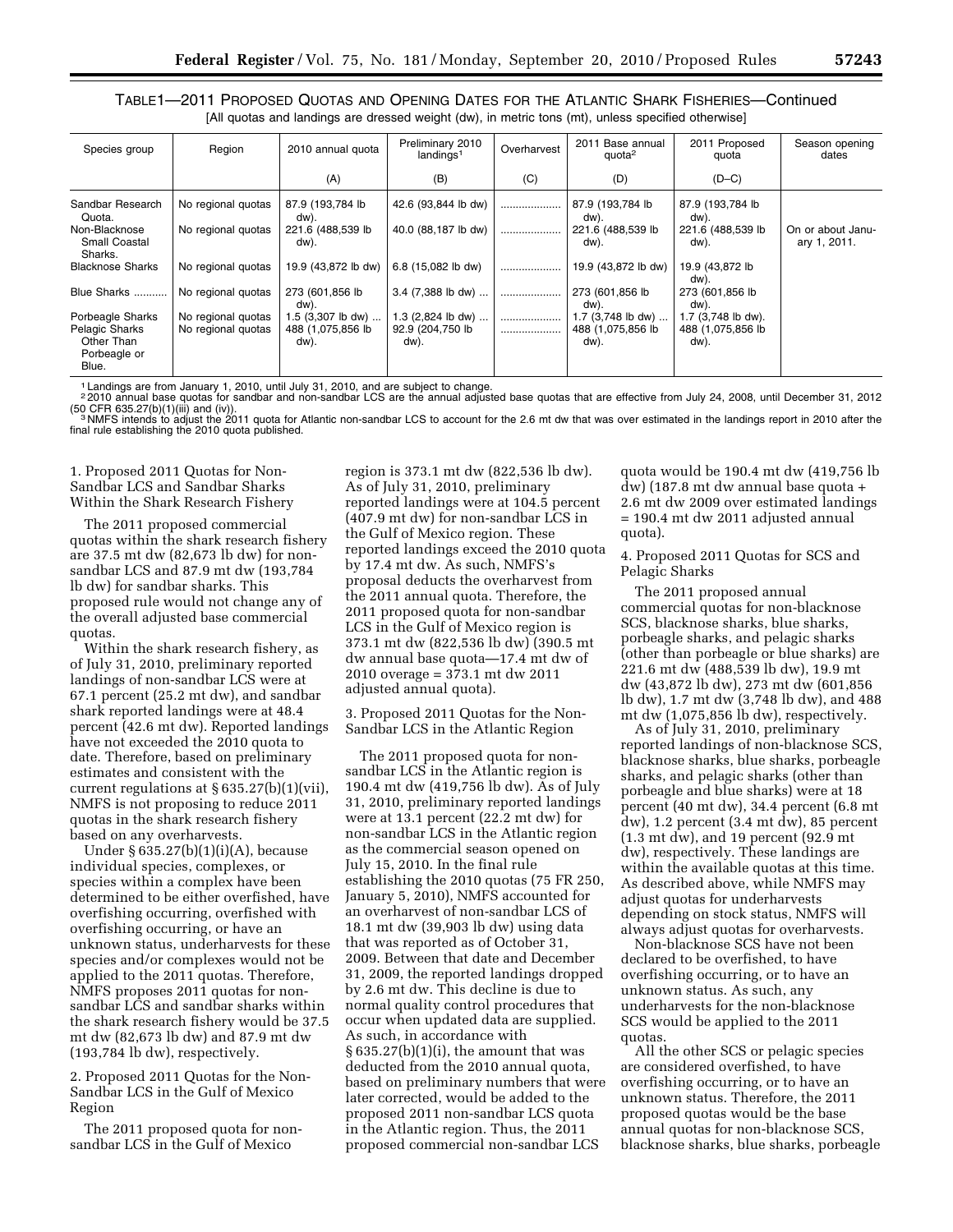TABLE 1—2011 PROPOSED QUOTAS AND OPENING DATES FOR THE ATLANTIC SHARK FISHERIES—Continued

[All quotas and landings are dressed weight (dw), in metric tons (mt), unless specified otherwise]

| Species group | Region | 2010 annual quota | Preliminary 2010 landings[1] | Overharvest | 2011 Base annual quota[2] | 2011 Proposed quota | Season opening dates |
|---|---|---|---|---|---|---|---|
| | | (A) | (B) | (C) | (D) | (D–C) | |
| Sandbar Research Quota. | No regional quotas | 87.9 (193,784 lb dw). | 42.6 (93,844 lb dw) | .................. | 87.9 (193,784 lb dw). | 87.9 (193,784 lb dw). | |
| Non-Blacknose Small Coastal Sharks. | No regional quotas | 221.6 (488,539 lb dw). | 40.0 (88,187 lb dw) | .................. | 221.6 (488,539 lb dw). | 221.6 (488,539 lb dw). | On or about January 1, 2011. |
| Blacknose Sharks | No regional quotas | 19.9 (43,872 lb dw) | 6.8 (15,082 lb dw) | .................. | 19.9 (43,872 lb dw) | 19.9 (43,872 lb dw). | |
| Blue Sharks .......... | No regional quotas | 273 (601,856 lb dw). | 3.4 (7,388 lb dw) ... | .................. | 273 (601,856 lb dw). | 273 (601,856 lb dw). | |
| Porbeagle Sharks | No regional quotas | 1.5 (3,307 lb dw) ... | 1.3 (2,824 lb dw) ... | .................. | 1.7 (3,748 lb dw) ... | 1.7 (3,748 lb dw). | |
| Pelagic Sharks Other Than Porbeagle or Blue. | No regional quotas | 488 (1,075,856 lb dw). | 92.9 (204,750 lb dw). | .................. | 488 (1,075,856 lb dw). | 488 (1,075,856 lb dw). | |

[1] Landings are from January 1, 2010, until July 31, 2010, and are subject to change.

[2] 2010 annual base quotas for sandbar and non-sandbar LCS are the annual adjusted base quotas that are effective from July 24, 2008, until December 31, 2012 (50 CFR 635.27(b)(1)(iii) and (iv)).

[3] NMFS intends to adjust the 2011 quota for Atlantic non-sandbar LCS to account for the 2.6 mt dw that was over estimated in the landings report in 2010 after the final rule establishing the 2010 quota published.

1. Proposed 2011 Quotas for Non-Sandbar LCS and Sandbar Sharks Within the Shark Research Fishery

The 2011 proposed commercial quotas within the shark research fishery are 37.5 mt dw (82,673 lb dw) for non-sandbar LCS and 87.9 mt dw (193,784 lb dw) for sandbar sharks. This proposed rule would not change any of the overall adjusted base commercial quotas.

Within the shark research fishery, as of July 31, 2010, preliminary reported landings of non-sandbar LCS were at 67.1 percent (25.2 mt dw), and sandbar shark reported landings were at 48.4 percent (42.6 mt dw). Reported landings have not exceeded the 2010 quota to date. Therefore, based on preliminary estimates and consistent with the current regulations at § 635.27(b)(1)(vii), NMFS is not proposing to reduce 2011 quotas in the shark research fishery based on any overharvests.

Under § 635.27(b)(1)(i)(A), because individual species, complexes, or species within a complex have been determined to be either overfished, have overfishing occurring, overfished with overfishing occurring, or have an unknown status, underharvests for these species and/or complexes would not be applied to the 2011 quotas. Therefore, NMFS proposes 2011 quotas for non-sandbar LCS and sandbar sharks within the shark research fishery would be 37.5 mt dw (82,673 lb dw) and 87.9 mt dw (193,784 lb dw), respectively.

2. Proposed 2011 Quotas for the Non-Sandbar LCS in the Gulf of Mexico Region

The 2011 proposed quota for non-sandbar LCS in the Gulf of Mexico region is 373.1 mt dw (822,536 lb dw). As of July 31, 2010, preliminary reported landings were at 104.5 percent (407.9 mt dw) for non-sandbar LCS in the Gulf of Mexico region. These reported landings exceed the 2010 quota by 17.4 mt dw. As such, NMFS's proposal deducts the overharvest from the 2011 annual quota. Therefore, the 2011 proposed quota for non-sandbar LCS in the Gulf of Mexico region is 373.1 mt dw (822,536 lb dw) (390.5 mt dw annual base quota—17.4 mt dw of 2010 overage = 373.1 mt dw 2011 adjusted annual quota).

3. Proposed 2011 Quotas for the Non-Sandbar LCS in the Atlantic Region

The 2011 proposed quota for non-sandbar LCS in the Atlantic region is 190.4 mt dw (419,756 lb dw). As of July 31, 2010, preliminary reported landings were at 13.1 percent (22.2 mt dw) for non-sandbar LCS in the Atlantic region as the commercial season opened on July 15, 2010. In the final rule establishing the 2010 quotas (75 FR 250, January 5, 2010), NMFS accounted for an overharvest of non-sandbar LCS of 18.1 mt dw (39,903 lb dw) using data that was reported as of October 31, 2009. Between that date and December 31, 2009, the reported landings dropped by 2.6 mt dw. This decline is due to normal quality control procedures that occur when updated data are supplied. As such, in accordance with § 635.27(b)(1)(i), the amount that was deducted from the 2010 annual quota, based on preliminary numbers that were later corrected, would be added to the proposed 2011 non-sandbar LCS quota in the Atlantic region. Thus, the 2011 proposed commercial non-sandbar LCS quota would be 190.4 mt dw (419,756 lb dw) (187.8 mt dw annual base quota + 2.6 mt dw 2009 over estimated landings = 190.4 mt dw 2011 adjusted annual quota).

4. Proposed 2011 Quotas for SCS and Pelagic Sharks

The 2011 proposed annual commercial quotas for non-blacknose SCS, blacknose sharks, blue sharks, porbeagle sharks, and pelagic sharks (other than porbeagle or blue sharks) are 221.6 mt dw (488,539 lb dw), 19.9 mt dw (43,872 lb dw), 273 mt dw (601,856 lb dw), 1.7 mt dw (3,748 lb dw), and 488 mt dw (1,075,856 lb dw), respectively.

As of July 31, 2010, preliminary reported landings of non-blacknose SCS, blacknose sharks, blue sharks, porbeagle sharks, and pelagic sharks (other than porbeagle and blue sharks) were at 18 percent (40 mt dw), 34.4 percent (6.8 mt dw), 1.2 percent (3.4 mt dw), 85 percent (1.3 mt dw), and 19 percent (92.9 mt dw), respectively. These landings are within the available quotas at this time. As described above, while NMFS may adjust quotas for underharvests depending on stock status, NMFS will always adjust quotas for overharvests.

Non-blacknose SCS have not been declared to be overfished, to have overfishing occurring, or to have an unknown status. As such, any underharvests for the non-blacknose SCS would be applied to the 2011 quotas.

All the other SCS or pelagic species are considered overfished, to have overfishing occurring, or have an unknown status. Therefore, the 2011 proposed quotas would be the base annual quotas for non-blacknose SCS, blacknose sharks, blue sharks, porbeagle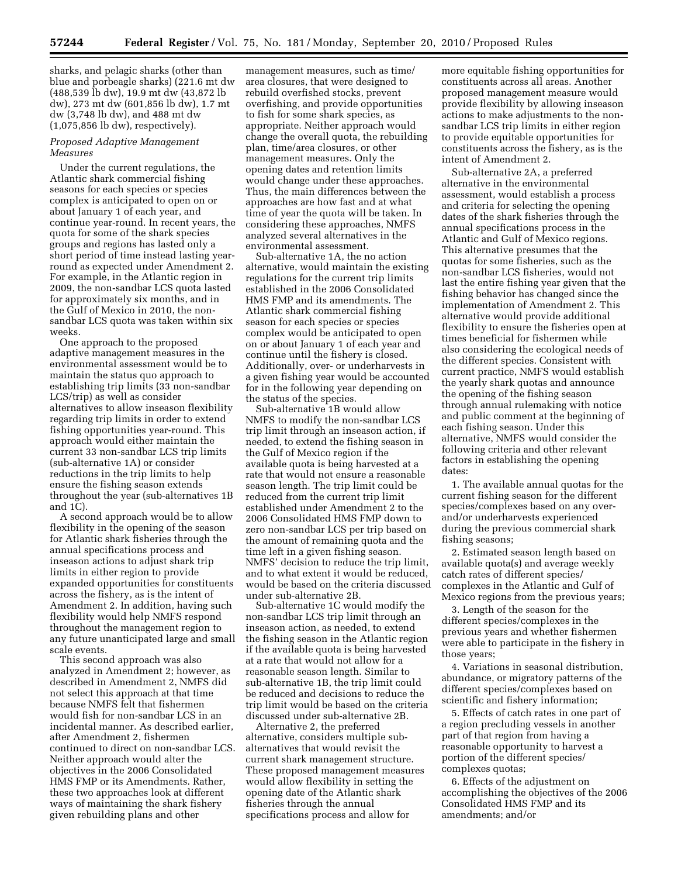sharks, and pelagic sharks (other than blue and porbeagle sharks) (221.6 mt dw (488,539 lb dw), 19.9 mt dw (43,872 lb dw), 273 mt dw (601,856 lb dw), 1.7 mt dw (3,748 lb dw), and 488 mt dw (1,075,856 lb dw), respectively).

*Proposed Adaptive Management Measures*

Under the current regulations, the Atlantic shark commercial fishing seasons for each species or species complex is anticipated to open on or about January 1 of each year, and continue year-round. In recent years, the quota for some of the shark species groups and regions has lasted only a short period of time instead lasting year-round as expected under Amendment 2. For example, in the Atlantic region in 2009, the non-sandbar LCS quota lasted for approximately six months, and in the Gulf of Mexico in 2010, the non-sandbar LCS quota was taken within six weeks.

One approach to the proposed adaptive management measures in the environmental assessment would be to maintain the status quo approach to establishing trip limits (33 non-sandbar LCS/trip) as well as consider alternatives to allow inseason flexibility regarding trip limits in order to extend fishing opportunities year-round. This approach would either maintain the current 33 non-sandbar LCS trip limits (sub-alternative 1A) or consider reductions in the trip limits to help ensure the fishing season extends throughout the year (sub-alternatives 1B and 1C).

A second approach would be to allow flexibility in the opening of the season for Atlantic shark fisheries through the annual specifications process and inseason actions to adjust shark trip limits in either region to provide expanded opportunities for constituents across the fishery, as is the intent of Amendment 2. In addition, having such flexibility would help NMFS respond throughout the management region to any future unanticipated large and small scale events.

This second approach was also analyzed in Amendment 2; however, as described in Amendment 2, NMFS did not select this approach at that time because NMFS felt that fishermen would fish for non-sandbar LCS in an incidental manner. As described earlier, after Amendment 2, fishermen continued to direct on non-sandbar LCS. Neither approach would alter the objectives in the 2006 Consolidated HMS FMP or its Amendments. Rather, these two approaches look at different ways of maintaining the shark fishery given rebuilding plans and other management measures, such as time/area closures, that were designed to rebuild overfished stocks, prevent overfishing, and provide opportunities to fish for some shark species, as appropriate. Neither approach would change the overall quota, the rebuilding plan, time/area closures, or other management measures. Only the opening dates and retention limits would change under these approaches. Thus, the main differences between the approaches are how fast and at what time of year the quota will be taken. In considering these approaches, NMFS analyzed several alternatives in the environmental assessment.

Sub-alternative 1A, the no action alternative, would maintain the existing regulations for the current trip limits established in the 2006 Consolidated HMS FMP and its amendments. The Atlantic shark commercial fishing season for each species or species complex would be anticipated to open on or about January 1 of each year and continue until the fishery is closed. Additionally, over- or underharvests in a given fishing year would be accounted for in the following year depending on the status of the species.

Sub-alternative 1B would allow NMFS to modify the non-sandbar LCS trip limit through an inseason action, if needed, to extend the fishing season in the Gulf of Mexico region if the available quota is being harvested at a rate that would not ensure a reasonable season length. The trip limit could be reduced from the current trip limit established under Amendment 2 to the 2006 Consolidated HMS FMP down to zero non-sandbar LCS per trip based on the amount of remaining quota and the time left in a given fishing season. NMFS' decision to reduce the trip limit, and to what extent it would be reduced, would be based on the criteria discussed under sub-alternative 2B.

Sub-alternative 1C would modify the non-sandbar LCS trip limit through an inseason action, as needed, to extend the fishing season in the Atlantic region if the available quota is being harvested at a rate that would not allow for a reasonable season length. Similar to sub-alternative 1B, the trip limit could be reduced and decisions to reduce the trip limit would be based on the criteria discussed under sub-alternative 2B.

Alternative 2, the preferred alternative, considers multiple sub-alternatives that would revisit the current shark management structure. These proposed management measures would allow flexibility in setting the opening date of the Atlantic shark fisheries through the annual specifications process and allow for more equitable fishing opportunities for constituents across all areas. Another proposed management measure would provide flexibility by allowing inseason actions to make adjustments to the non-sandbar LCS trip limits in either region to provide equitable opportunities for constituents across the fishery, as is the intent of Amendment 2.

Sub-alternative 2A, a preferred alternative in the environmental assessment, would establish a process and criteria for selecting the opening dates of the shark fisheries through the annual specifications process in the Atlantic and Gulf of Mexico regions. This alternative presumes that the quotas for some fisheries, such as the non-sandbar LCS fisheries, would not last the entire fishing year given that the fishing behavior has changed since the implementation of Amendment 2. This alternative would provide additional flexibility to ensure the fisheries open at times beneficial for fishermen while also considering the ecological needs of the different species. Consistent with current practice, NMFS would establish the yearly shark quotas and announce the opening of the fishing season through annual rulemaking with notice and public comment at the beginning of each fishing season. Under this alternative, NMFS would consider the following criteria and other relevant factors in establishing the opening dates:

1. The available annual quotas for the current fishing season for the different species/complexes based on any over- and/or underharvests experienced during the previous commercial shark fishing seasons;

2. Estimated season length based on available quota(s) and average weekly catch rates of different species/complexes in the Atlantic and Gulf of Mexico regions from the previous years;

3. Length of the season for the different species/complexes in the previous years and whether fishermen were able to participate in the fishery in those years;

4. Variations in seasonal distribution, abundance, or migratory patterns of the different species/complexes based on scientific and fishery information;

5. Effects of catch rates in one part of a region precluding vessels in another part of that region from having a reasonable opportunity to harvest a portion of the different species/complexes quotas;

6. Effects of the adjustment on accomplishing the objectives of the 2006 Consolidated HMS FMP and its amendments; and/or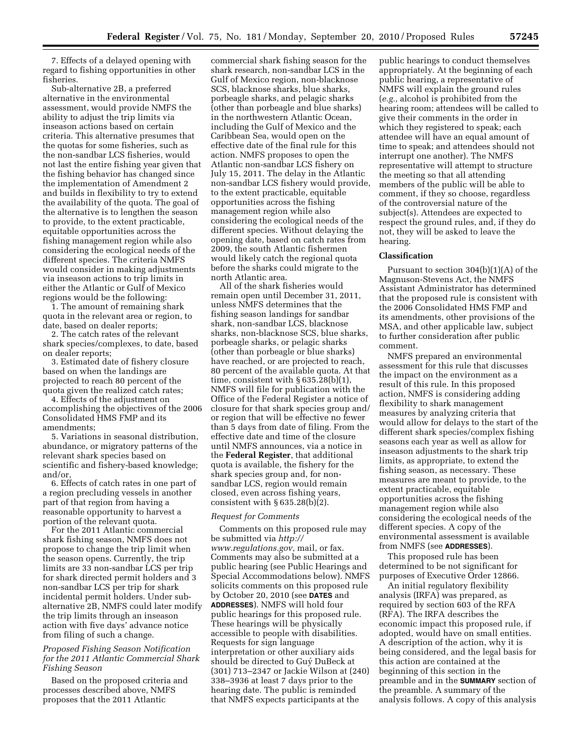7. Effects of a delayed opening with regard to fishing opportunities in other fisheries.

Sub-alternative 2B, a preferred alternative in the environmental assessment, would provide NMFS the ability to adjust the trip limits via inseason actions based on certain criteria. This alternative presumes that the quotas for some fisheries, such as the non-sandbar LCS fisheries, would not last the entire fishing year given that the fishing behavior has changed since the implementation of Amendment 2 and builds in flexibility to try to extend the availability of the quota. The goal of the alternative is to lengthen the season to provide, to the extent practicable, equitable opportunities across the fishing management region while also considering the ecological needs of the different species. The criteria NMFS would consider in making adjustments via inseason actions to trip limits in either the Atlantic or Gulf of Mexico regions would be the following:

1. The amount of remaining shark quota in the relevant area or region, to date, based on dealer reports;

2. The catch rates of the relevant shark species/complexes, to date, based on dealer reports;

3. Estimated date of fishery closure based on when the landings are projected to reach 80 percent of the quota given the realized catch rates;

4. Effects of the adjustment on accomplishing the objectives of the 2006 Consolidated HMS FMP and its amendments;

5. Variations in seasonal distribution, abundance, or migratory patterns of the relevant shark species based on scientific and fishery-based knowledge; and/or,

6. Effects of catch rates in one part of a region precluding vessels in another part of that region from having a reasonable opportunity to harvest a portion of the relevant quota.

For the 2011 Atlantic commercial shark fishing season, NMFS does not propose to change the trip limit when the season opens. Currently, the trip limits are 33 non-sandbar LCS per trip for shark directed permit holders and 3 non-sandbar LCS per trip for shark incidental permit holders. Under sub-alternative 2B, NMFS could later modify the trip limits through an inseason action with five days' advance notice from filing of such a change.

*Proposed Fishing Season Notification for the 2011 Atlantic Commercial Shark Fishing Season*

Based on the proposed criteria and processes described above, NMFS proposes that the 2011 Atlantic commercial shark fishing season for the shark research, non-sandbar LCS in the Gulf of Mexico region, non-blacknose SCS, blacknose sharks, blue sharks, porbeagle sharks, and pelagic sharks (other than porbeagle and blue sharks) in the northwestern Atlantic Ocean, including the Gulf of Mexico and the Caribbean Sea, would open on the effective date of the final rule for this action. NMFS proposes to open the Atlantic non-sandbar LCS fishery on July 15, 2011. The delay in the Atlantic non-sandbar LCS fishery would provide, to the extent practicable, equitable opportunities across the fishing management region while also considering the ecological needs of the different species. Without delaying the opening date, based on catch rates from 2009, the south Atlantic fishermen would likely catch the regional quota before the sharks could migrate to the north Atlantic area.

All of the shark fisheries would remain open until December 31, 2011, unless NMFS determines that the fishing season landings for sandbar shark, non-sandbar LCS, blacknose sharks, non-blacknose SCS, blue sharks, porbeagle sharks, or pelagic sharks (other than porbeagle or blue sharks) have reached, or are projected to reach, 80 percent of the available quota. At that time, consistent with § 635.28(b)(1), NMFS will file for publication with the Office of the Federal Register a notice of closure for that shark species group and/or region that will be effective no fewer than 5 days from date of filing. From the effective date and time of the closure until NMFS announces, via a notice in the **Federal Register**, that additional quota is available, the fishery for the shark species group and, for non-sandbar LCS, region would remain closed, even across fishing years, consistent with § 635.28(b)(2).

*Request for Comments*

Comments on this proposed rule may be submitted via *http://www.regulations.gov,* mail, or fax. Comments may also be submitted at a public hearing (see Public Hearings and Special Accommodations below). NMFS solicits comments on this proposed rule by October 20, 2010 (see **DATES** and **ADDRESSES**). NMFS will hold four public hearings for this proposed rule. These hearings will be physically accessible to people with disabilities. Requests for sign language interpretation or other auxiliary aids should be directed to Guý DuBeck at (301) 713–2347 or Jackie Wilson at (240) 338–3936 at least 7 days prior to the hearing date. The public is reminded that NMFS expects participants at the public hearings to conduct themselves appropriately. At the beginning of each public hearing, a representative of NMFS will explain the ground rules (*e.g.,* alcohol is prohibited from the hearing room; attendees will be called to give their comments in the order in which they registered to speak; each attendee will have an equal amount of time to speak; and attendees should not interrupt one another). The NMFS representative will attempt to structure the meeting so that all attending members of the public will be able to comment, if they so choose, regardless of the controversial nature of the subject(s). Attendees are expected to respect the ground rules, and, if they do not, they will be asked to leave the hearing.

## Classification

Pursuant to section 304(b)(1)(A) of the Magnuson-Stevens Act, the NMFS Assistant Administrator has determined that the proposed rule is consistent with the 2006 Consolidated HMS FMP and its amendments, other provisions of the MSA, and other applicable law, subject to further consideration after public comment.

NMFS prepared an environmental assessment for this rule that discusses the impact on the environment as a result of this rule. In this proposed action, NMFS is considering adding flexibility to shark management measures by analyzing criteria that would allow for delays to the start of the different shark species/complex fishing seasons each year as well as allow for inseason adjustments to the shark trip limits, as appropriate, to extend the fishing season, as necessary. These measures are meant to provide, to the extent practicable, equitable opportunities across the fishing management region while also considering the ecological needs of the different species. A copy of the environmental assessment is available from NMFS (see **ADDRESSES**).

This proposed rule has been determined to be not significant for purposes of Executive Order 12866.

An initial regulatory flexibility analysis (IRFA) was prepared, as required by section 603 of the RFA (RFA). The IRFA describes the economic impact this proposed rule, if adopted, would have on small entities. A description of the action, why it is being considered, and the legal basis for this action are contained at the beginning of this section in the preamble and in the **SUMMARY** section of the preamble. A summary of the analysis follows. A copy of this analysis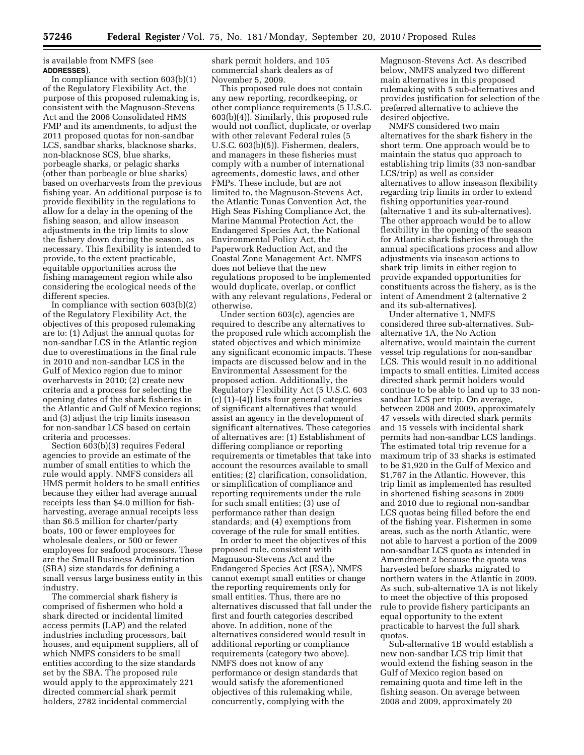is available from NMFS (see **ADDRESSES**).

In compliance with section 603(b)(1) of the Regulatory Flexibility Act, the purpose of this proposed rulemaking is, consistent with the Magnuson-Stevens Act and the 2006 Consolidated HMS FMP and its amendments, to adjust the 2011 proposed quotas for non-sandbar LCS, sandbar sharks, blacknose sharks, non-blacknose SCS, blue sharks, porbeagle sharks, or pelagic sharks (other than porbeagle or blue sharks) based on overharvests from the previous fishing year. An additional purpose is to provide flexibility in the regulations to allow for a delay in the opening of the fishing season, and allow inseason adjustments in the trip limits to slow the fishery down during the season, as necessary. This flexibility is intended to provide, to the extent practicable, equitable opportunities across the fishing management region while also considering the ecological needs of the different species.

In compliance with section 603(b)(2) of the Regulatory Flexibility Act, the objectives of this proposed rulemaking are to: (1) Adjust the annual quotas for non-sandbar LCS in the Atlantic region due to overestimations in the final rule in 2010 and non-sandbar LCS in the Gulf of Mexico region due to minor overharvests in 2010; (2) create new criteria and a process for selecting the opening dates of the shark fisheries in the Atlantic and Gulf of Mexico regions; and (3) adjust the trip limits inseason for non-sandbar LCS based on certain criteria and processes.

Section 603(b)(3) requires Federal agencies to provide an estimate of the number of small entities to which the rule would apply. NMFS considers all HMS permit holders to be small entities because they either had average annual receipts less than $4.0 million for fish-harvesting, average annual receipts less than $6.5 million for charter/party boats, 100 or fewer employees for wholesale dealers, or 500 or fewer employees for seafood processors. These are the Small Business Administration (SBA) size standards for defining a small versus large business entity in this industry.

The commercial shark fishery is comprised of fishermen who hold a shark directed or incidental limited access permits (LAP) and the related industries including processors, bait houses, and equipment suppliers, all of which NMFS considers to be small entities according to the size standards set by the SBA. The proposed rule would apply to the approximately 221 directed commercial shark permit holders, 2782 incidental commercial shark permit holders, and 105 commercial shark dealers as of November 5, 2009.

This proposed rule does not contain any new reporting, recordkeeping, or other compliance requirements (5 U.S.C. 603(b)(4)). Similarly, this proposed rule would not conflict, duplicate, or overlap with other relevant Federal rules (5 U.S.C. 603(b)(5)). Fishermen, dealers, and managers in these fisheries must comply with a number of international agreements, domestic laws, and other FMPs. These include, but are not limited to, the Magnuson-Stevens Act, the Atlantic Tunas Convention Act, the High Seas Fishing Compliance Act, the Marine Mammal Protection Act, the Endangered Species Act, the National Environmental Policy Act, the Paperwork Reduction Act, and the Coastal Zone Management Act. NMFS does not believe that the new regulations proposed to be implemented would duplicate, overlap, or conflict with any relevant regulations, Federal or otherwise.

Under section 603(c), agencies are required to describe any alternatives to the proposed rule which accomplish the stated objectives and which minimize any significant economic impacts. These impacts are discussed below and in the Environmental Assessment for the proposed action. Additionally, the Regulatory Flexibility Act (5 U.S.C. 603 (c) (1)–(4)) lists four general categories of significant alternatives that would assist an agency in the development of significant alternatives. These categories of alternatives are: (1) Establishment of differing compliance or reporting requirements or timetables that take into account the resources available to small entities; (2) clarification, consolidation, or simplification of compliance and reporting requirements under the rule for such small entities; (3) use of performance rather than design standards; and (4) exemptions from coverage of the rule for small entities.

In order to meet the objectives of this proposed rule, consistent with Magnuson-Stevens Act and the Endangered Species Act (ESA), NMFS cannot exempt small entities or change the reporting requirements only for small entities. Thus, there are no alternatives discussed that fall under the first and fourth categories described above. In addition, none of the alternatives considered would result in additional reporting or compliance requirements (category two above). NMFS does not know of any performance or design standards that would satisfy the aforementioned objectives of this rulemaking while, concurrently, complying with the Magnuson-Stevens Act. As described below, NMFS analyzed two different main alternatives in this proposed rulemaking with 5 sub-alternatives and provides justification for selection of the preferred alternative to achieve the desired objective.

NMFS considered two main alternatives for the shark fishery in the short term. One approach would be to maintain the status quo approach to establishing trip limits (33 non-sandbar LCS/trip) as well as consider alternatives to allow inseason flexibility regarding trip limits in order to extend fishing opportunities year-round (alternative 1 and its sub-alternatives). The other approach would be to allow flexibility in the opening of the season for Atlantic shark fisheries through the annual specifications process and allow adjustments via inseason actions to shark trip limits in either region to provide expanded opportunities for constituents across the fishery, as is the intent of Amendment 2 (alternative 2 and its sub-alternatives).

Under alternative 1, NMFS considered three sub-alternatives. Sub-alternative 1A, the No Action alternative, would maintain the current vessel trip regulations for non-sandbar LCS. This would result in no additional impacts to small entities. Limited access directed shark permit holders would continue to be able to land up to 33 non-sandbar LCS per trip. On average, between 2008 and 2009, approximately 47 vessels with directed shark permits and 15 vessels with incidental shark permits had non-sandbar LCS landings. The estimated total trip revenue for a maximum trip of 33 sharks is estimated to be $1,920 in the Gulf of Mexico and $1,767 in the Atlantic. However, this trip limit as implemented has resulted in shortened fishing seasons in 2009 and 2010 due to regional non-sandbar LCS quotas being filled before the end of the fishing year. Fishermen in some areas, such as the north Atlantic, were not able to harvest a portion of the 2009 non-sandbar LCS quota as intended in Amendment 2 because the quota was harvested before sharks migrated to northern waters in the Atlantic in 2009. As such, sub-alternative 1A is not likely to meet the objective of this proposed rule to provide fishery participants an equal opportunity to the extent practicable to harvest the full shark quotas.

Sub-alternative 1B would establish a new non-sandbar LCS trip limit that would extend the fishing season in the Gulf of Mexico region based on remaining quota and time left in the fishing season. On average between 2008 and 2009, approximately 20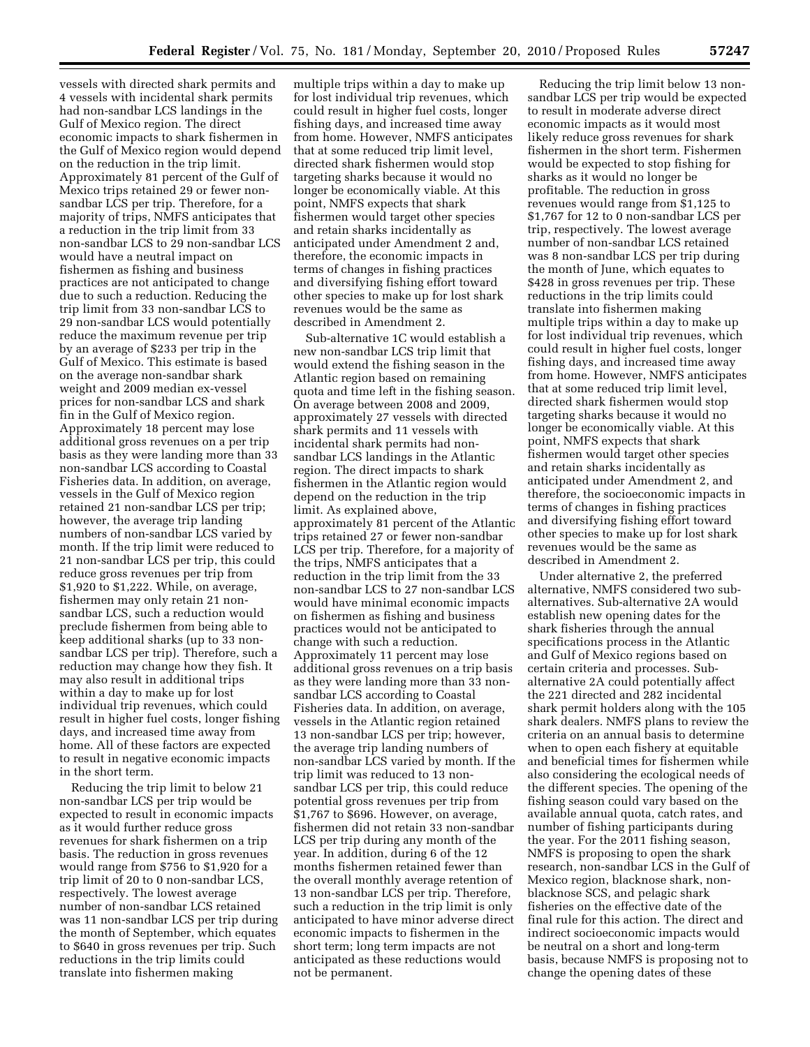vessels with directed shark permits and 4 vessels with incidental shark permits had non-sandbar LCS landings in the Gulf of Mexico region. The direct economic impacts to shark fishermen in the Gulf of Mexico region would depend on the reduction in the trip limit. Approximately 81 percent of the Gulf of Mexico trips retained 29 or fewer non-sandbar LCS per trip. Therefore, for a majority of trips, NMFS anticipates that a reduction in the trip limit from 33 non-sandbar LCS to 29 non-sandbar LCS would have a neutral impact on fishermen as fishing and business practices are not anticipated to change due to such a reduction. Reducing the trip limit from 33 non-sandbar LCS to 29 non-sandbar LCS would potentially reduce the maximum revenue per trip by an average of $233 per trip in the Gulf of Mexico. This estimate is based on the average non-sandbar shark weight and 2009 median ex-vessel prices for non-sandbar LCS and shark fin in the Gulf of Mexico region. Approximately 18 percent may lose additional gross revenues on a per trip basis as they were landing more than 33 non-sandbar LCS according to Coastal Fisheries data. In addition, on average, vessels in the Gulf of Mexico region retained 21 non-sandbar LCS per trip; however, the average trip landing numbers of non-sandbar LCS varied by month. If the trip limit were reduced to 21 non-sandbar LCS per trip, this could reduce gross revenues per trip from $1,920 to $1,222. While, on average, fishermen may only retain 21 non-sandbar LCS, such a reduction would preclude fishermen from being able to keep additional sharks (up to 33 non-sandbar LCS per trip). Therefore, such a reduction may change how they fish. It may also result in additional trips within a day to make up for lost individual trip revenues, which could result in higher fuel costs, longer fishing days, and increased time away from home. All of these factors are expected to result in negative economic impacts in the short term.

Reducing the trip limit to below 21 non-sandbar LCS per trip would be expected to result in economic impacts as it would further reduce gross revenues for shark fishermen on a trip basis. The reduction in gross revenues would range from $756 to $1,920 for a trip limit of 20 to 0 non-sandbar LCS, respectively. The lowest average number of non-sandbar LCS retained was 11 non-sandbar LCS per trip during the month of September, which equates to $640 in gross revenues per trip. Such reductions in the trip limits could translate into fishermen making multiple trips within a day to make up for lost individual trip revenues, which could result in higher fuel costs, longer fishing days, and increased time away from home. However, NMFS anticipates that at some reduced trip limit level, directed shark fishermen would stop targeting sharks because it would no longer be economically viable. At this point, NMFS expects that shark fishermen would target other species and retain sharks incidentally as anticipated under Amendment 2 and, therefore, the economic impacts in terms of changes in fishing practices and diversifying fishing effort toward other species to make up for lost shark revenues would be the same as described in Amendment 2.

Sub-alternative 1C would establish a new non-sandbar LCS trip limit that would extend the fishing season in the Atlantic region based on remaining quota and time left in the fishing season. On average between 2008 and 2009, approximately 27 vessels with directed shark permits and 11 vessels with incidental shark permits had non-sandbar LCS landings in the Atlantic region. The direct impacts to shark fishermen in the Atlantic region would depend on the reduction in the trip limit. As explained above, approximately 81 percent of the Atlantic trips retained 27 or fewer non-sandbar LCS per trip. Therefore, for a majority of the trips, NMFS anticipates that a reduction in the trip limit from the 33 non-sandbar LCS to 27 non-sandbar LCS would have minimal economic impacts on fishermen as fishing and business practices would not be anticipated to change with such a reduction. Approximately 11 percent may lose additional gross revenues on a trip basis as they were landing more than 33 non-sandbar LCS according to Coastal Fisheries data. In addition, on average, vessels in the Atlantic region retained 13 non-sandbar LCS per trip; however, the average trip landing numbers of non-sandbar LCS varied by month. If the trip limit was reduced to 13 non-sandbar LCS per trip, this could reduce potential gross revenues per trip from $1,767 to $696. However, on average, fishermen did not retain 33 non-sandbar LCS per trip during any month of the year. In addition, during 6 of the 12 months fishermen retained fewer than the overall monthly average retention of 13 non-sandbar LCS per trip. Therefore, such a reduction in the trip limit is only anticipated to have minor adverse direct economic impacts to fishermen in the short term; long term impacts are not anticipated as these reductions would not be permanent.

Reducing the trip limit below 13 non-sandbar LCS per trip would be expected to result in moderate adverse direct economic impacts as it would most likely reduce gross revenues for shark fishermen in the short term. Fishermen would be expected to stop fishing for sharks as it would no longer be profitable. The reduction in gross revenues would range from $1,125 to $1,767 for 12 to 0 non-sandbar LCS per trip, respectively. The lowest average number of non-sandbar LCS retained was 8 non-sandbar LCS per trip during the month of June, which equates to $428 in gross revenues per trip. These reductions in the trip limits could translate into fishermen making multiple trips within a day to make up for lost individual trip revenues, which could result in higher fuel costs, longer fishing days, and increased time away from home. However, NMFS anticipates that at some reduced trip limit level, directed shark fishermen would stop targeting sharks because it would no longer be economically viable. At this point, NMFS expects that shark fishermen would target other species and retain sharks incidentally as anticipated under Amendment 2, and therefore, the socioeconomic impacts in terms of changes in fishing practices and diversifying fishing effort toward other species to make up for lost shark revenues would be the same as described in Amendment 2.

Under alternative 2, the preferred alternative, NMFS considered two sub-alternatives. Sub-alternative 2A would establish new opening dates for the shark fisheries through the annual specifications process in the Atlantic and Gulf of Mexico regions based on certain criteria and processes. Sub-alternative 2A could potentially affect the 221 directed and 282 incidental shark permit holders along with the 105 shark dealers. NMFS plans to review the criteria on an annual basis to determine when to open each fishery at equitable and beneficial times for fishermen while also considering the ecological needs of the different species. The opening of the fishing season could vary based on the available annual quota, catch rates, and number of fishing participants during the year. For the 2011 fishing season, NMFS is proposing to open the shark research, non-sandbar LCS in the Gulf of Mexico region, blacknose shark, non-blacknose SCS, and pelagic shark fisheries on the effective date of the final rule for this action. The direct and indirect socioeconomic impacts would be neutral on a short and long-term basis, because NMFS is proposing not to change the opening dates of these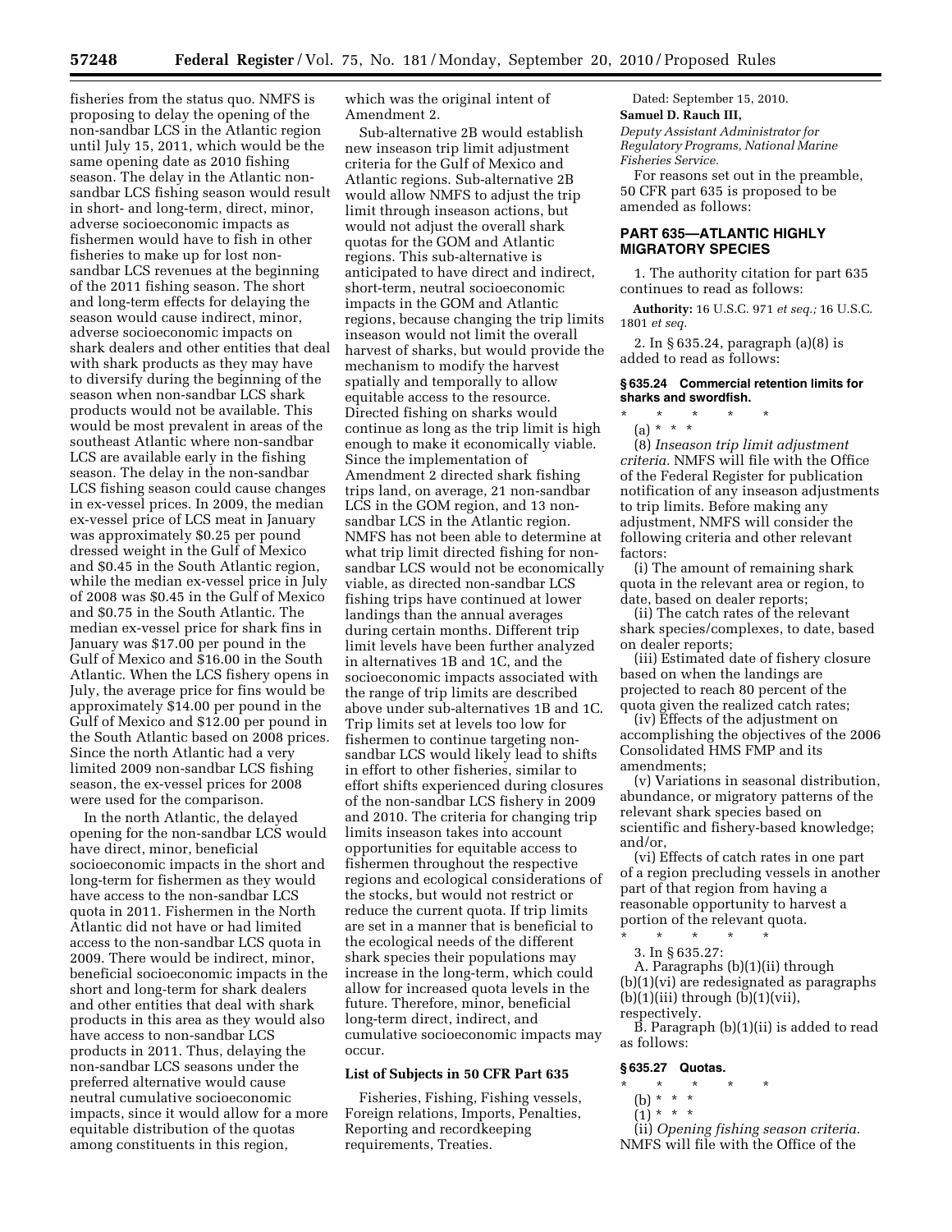fisheries from the status quo. NMFS is proposing to delay the opening of the non-sandbar LCS in the Atlantic region until July 15, 2011, which would be the same opening date as 2010 fishing season. The delay in the Atlantic non-sandbar LCS fishing season would result in short- and long-term, direct, minor, adverse socioeconomic impacts as fishermen would have to fish in other fisheries to make up for lost non-sandbar LCS revenues at the beginning of the 2011 fishing season. The short and long-term effects for delaying the season would cause indirect, minor, adverse socioeconomic impacts on shark dealers and other entities that deal with shark products as they may have to diversify during the beginning of the season when non-sandbar LCS shark products would not be available. This would be most prevalent in areas of the southeast Atlantic where non-sandbar LCS are available early in the fishing season. The delay in the non-sandbar LCS fishing season could cause changes in ex-vessel prices. In 2009, the median ex-vessel price of LCS meat in January was approximately $0.25 per pound dressed weight in the Gulf of Mexico and $0.45 in the South Atlantic region, while the median ex-vessel price in July of 2008 was $0.45 in the Gulf of Mexico and $0.75 in the South Atlantic. The median ex-vessel price for shark fins in January was $17.00 per pound in the Gulf of Mexico and $16.00 in the South Atlantic. When the LCS fishery opens in July, the average price for fins would be approximately $14.00 per pound in the Gulf of Mexico and $12.00 per pound in the South Atlantic based on 2008 prices. Since the north Atlantic had a very limited 2009 non-sandbar LCS fishing season, the ex-vessel prices for 2008 were used for the comparison.

In the north Atlantic, the delayed opening for the non-sandbar LCS would have direct, minor, beneficial socioeconomic impacts in the short and long-term for fishermen as they would have access to the non-sandbar LCS quota in 2011. Fishermen in the North Atlantic did not have or had limited access to the non-sandbar LCS quota in 2009. There would be indirect, minor, beneficial socioeconomic impacts in the short and long-term for shark dealers and other entities that deal with shark products in this area as they would also have access to non-sandbar LCS products in 2011. Thus, delaying the non-sandbar LCS seasons under the preferred alternative would cause neutral cumulative socioeconomic impacts, since it would allow for a more equitable distribution of the quotas among constituents in this region, which was the original intent of Amendment 2.

Sub-alternative 2B would establish new inseason trip limit adjustment criteria for the Gulf of Mexico and Atlantic regions. Sub-alternative 2B would allow NMFS to adjust the trip limit through inseason actions, but would not adjust the overall shark quotas for the GOM and Atlantic regions. This sub-alternative is anticipated to have direct and indirect, short-term, neutral socioeconomic impacts in the GOM and Atlantic regions, because changing the trip limits inseason would not limit the overall harvest of sharks, but would provide the mechanism to modify the harvest spatially and temporally to allow equitable access to the resource. Directed fishing on sharks would continue as long as the trip limit is high enough to make it economically viable. Since the implementation of Amendment 2 directed shark fishing trips land, on average, 21 non-sandbar LCS in the GOM region, and 13 non-sandbar LCS in the Atlantic region. NMFS has not been able to determine at what trip limit directed fishing for non-sandbar LCS would not be economically viable, as directed non-sandbar LCS fishing trips have continued at lower landings than the annual averages during certain months. Different trip limit levels have been further analyzed in alternatives 1B and 1C, and the socioeconomic impacts associated with the range of trip limits are described above under sub-alternatives 1B and 1C. Trip limits set at levels too low for fishermen to continue targeting non-sandbar LCS would likely lead to shifts in effort to other fisheries, similar to effort shifts experienced during closures of the non-sandbar LCS fishery in 2009 and 2010. The criteria for changing trip limits inseason takes into account opportunities for equitable access to fishermen throughout the respective regions and ecological considerations of the stocks, but would not restrict or reduce the current quota. If trip limits are set in a manner that is beneficial to the ecological needs of the different shark species their populations may increase in the long-term, which could allow for increased quota levels in the future. Therefore, minor, beneficial long-term direct, indirect, and cumulative socioeconomic impacts may occur.

## List of Subjects in 50 CFR Part 635

Fisheries, Fishing, Fishing vessels, Foreign relations, Imports, Penalties, Reporting and recordkeeping requirements, Treaties.

Dated: September 15, 2010.

**Samuel D. Rauch III,**

*Deputy Assistant Administrator for Regulatory Programs, National Marine Fisheries Service.*

For reasons set out in the preamble, 50 CFR part 635 is proposed to be amended as follows:

## PART 635—ATLANTIC HIGHLY MIGRATORY SPECIES

1. The authority citation for part 635 continues to read as follows:

**Authority:** 16 U.S.C. 971 *et seq.;* 16 U.S.C. 1801 *et seq.*

2. In § 635.24, paragraph (a)(8) is added to read as follows:

### § 635.24 Commercial retention limits for sharks and swordfish.

\* \* \* \* \*

(a) \* \* \*

(8) *Inseason trip limit adjustment criteria.* NMFS will file with the Office of the Federal Register for publication notification of any inseason adjustments to trip limits. Before making any adjustment, NMFS will consider the following criteria and other relevant factors:

(i) The amount of remaining shark quota in the relevant area or region, to date, based on dealer reports;

(ii) The catch rates of the relevant shark species/complexes, to date, based on dealer reports;

(iii) Estimated date of fishery closure based on when the landings are projected to reach 80 percent of the quota given the realized catch rates;

(iv) Effects of the adjustment on accomplishing the objectives of the 2006 Consolidated HMS FMP and its amendments;

(v) Variations in seasonal distribution, abundance, or migratory patterns of the relevant shark species based on scientific and fishery-based knowledge; and/or,

(vi) Effects of catch rates in one part of a region precluding vessels in another part of that region from having a reasonable opportunity to harvest a portion of the relevant quota.

\* \* \* \* \*

3. In § 635.27:

A. Paragraphs (b)(1)(ii) through (b)(1)(vi) are redesignated as paragraphs (b)(1)(iii) through (b)(1)(vii), respectively.

B. Paragraph (b)(1)(ii) is added to read as follows:

### § 635.27 Quotas.

\* \* \* \* \*

(b) \* \* \*

(1) \* \* \*

(ii) *Opening fishing season criteria.* NMFS will file with the Office of the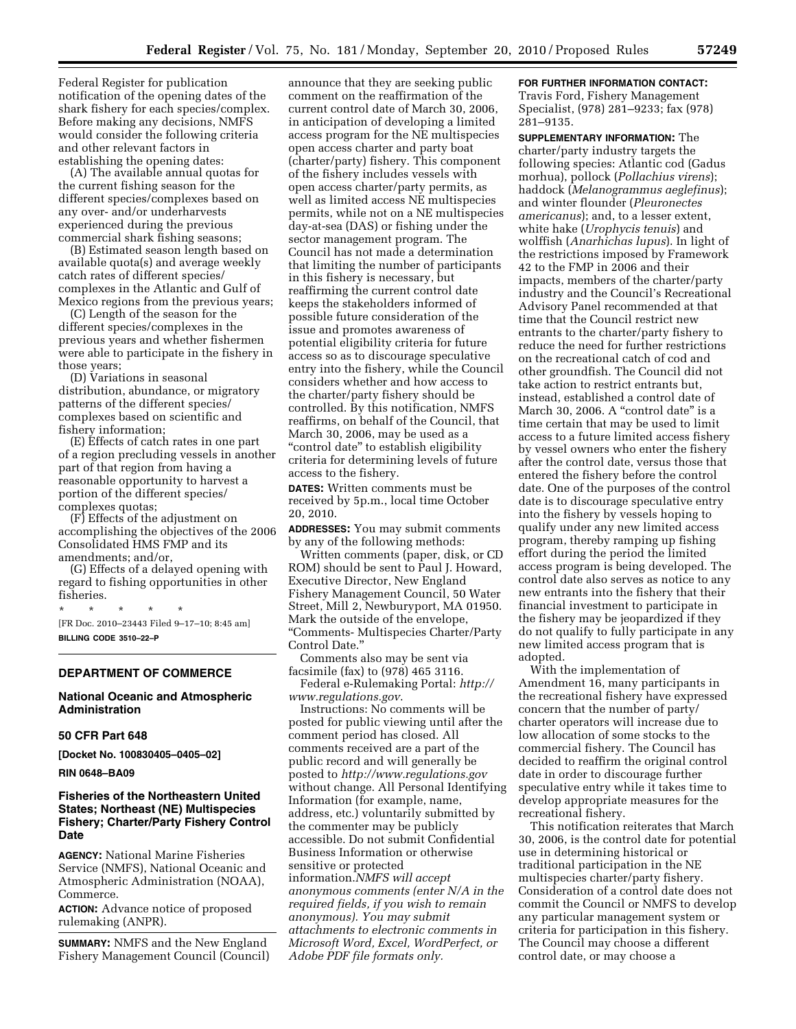Federal Register for publication notification of the opening dates of the shark fishery for each species/complex. Before making any decisions, NMFS would consider the following criteria and other relevant factors in establishing the opening dates:

(A) The available annual quotas for the current fishing season for the different species/complexes based on any over- and/or underharvests experienced during the previous commercial shark fishing seasons;

(B) Estimated season length based on available quota(s) and average weekly catch rates of different species/complexes in the Atlantic and Gulf of Mexico regions from the previous years;

(C) Length of the season for the different species/complexes in the previous years and whether fishermen were able to participate in the fishery in those years;

(D) Variations in seasonal distribution, abundance, or migratory patterns of the different species/complexes based on scientific and fishery information;

(E) Effects of catch rates in one part of a region precluding vessels in another part of that region from having a reasonable opportunity to harvest a portion of the different species/complexes quotas;

(F) Effects of the adjustment on accomplishing the objectives of the 2006 Consolidated HMS FMP and its amendments; and/or,

(G) Effects of a delayed opening with regard to fishing opportunities in other fisheries.

\* \* \* \* \*

[FR Doc. 2010–23443 Filed 9–17–10; 8:45 am]

**BILLING CODE 3510–22–P**

## DEPARTMENT OF COMMERCE

### National Oceanic and Atmospheric Administration

#### 50 CFR Part 648

**[Docket No. 100830405–0405–02]**

**RIN 0648–BA09**

### Fisheries of the Northeastern United States; Northeast (NE) Multispecies Fishery; Charter/Party Fishery Control Date

**AGENCY:** National Marine Fisheries Service (NMFS), National Oceanic and Atmospheric Administration (NOAA), Commerce.

**ACTION:** Advance notice of proposed rulemaking (ANPR).

**SUMMARY:** NMFS and the New England Fishery Management Council (Council) announce that they are seeking public comment on the reaffirmation of the current control date of March 30, 2006, in anticipation of developing a limited access program for the NE multispecies open access charter and party boat (charter/party) fishery. This component of the fishery includes vessels with open access charter/party permits, as well as limited access NE multispecies permits, while not on a NE multispecies day-at-sea (DAS) or fishing under the sector management program. The Council has not made a determination that limiting the number of participants in this fishery is necessary, but reaffirming the current control date keeps the stakeholders informed of possible future consideration of the issue and promotes awareness of potential eligibility criteria for future access so as to discourage speculative entry into the fishery, while the Council considers whether and how access to the charter/party fishery should be controlled. By this notification, NMFS reaffirms, on behalf of the Council, that March 30, 2006, may be used as a "control date" to establish eligibility criteria for determining levels of future access to the fishery.

**DATES:** Written comments must be received by 5p.m., local time October 20, 2010.

**ADDRESSES:** You may submit comments by any of the following methods:

Written comments (paper, disk, or CD ROM) should be sent to Paul J. Howard, Executive Director, New England Fishery Management Council, 50 Water Street, Mill 2, Newburyport, MA 01950. Mark the outside of the envelope, "Comments- Multispecies Charter/Party Control Date."

Comments also may be sent via facsimile (fax) to (978) 465 3116.

Federal e-Rulemaking Portal: *http://www.regulations.gov*.

Instructions: No comments will be posted for public viewing until after the comment period has closed. All comments received are a part of the public record and will generally be posted to *http://www.regulations.gov* without change. All Personal Identifying Information (for example, name, address, etc.) voluntarily submitted by the commenter may be publicly accessible. Do not submit Confidential Business Information or otherwise sensitive or protected information.*NMFS will accept anonymous comments (enter N/A in the required fields, if you wish to remain anonymous). You may submit attachments to electronic comments in Microsoft Word, Excel, WordPerfect, or Adobe PDF file formats only.*

**FOR FURTHER INFORMATION CONTACT:** Travis Ford, Fishery Management Specialist, (978) 281–9233; fax (978) 281–9135.

**SUPPLEMENTARY INFORMATION:** The charter/party industry targets the following species: Atlantic cod (Gadus morhua), pollock (*Pollachius virens*); haddock (*Melanogrammus aeglefinus*); and winter flounder (*Pleuronectes americanus*); and, to a lesser extent, white hake (*Urophycis tenuis*) and wolffish (*Anarhichas lupus*). In light of the restrictions imposed by Framework 42 to the FMP in 2006 and their impacts, members of the charter/party industry and the Council's Recreational Advisory Panel recommended at that time that the Council restrict new entrants to the charter/party fishery to reduce the need for further restrictions on the recreational catch of cod and other groundfish. The Council did not take action to restrict entrants but, instead, established a control date of March 30, 2006. A "control date" is a time certain that may be used to limit access to a future limited access fishery by vessel owners who enter the fishery after the control date, versus those that entered the fishery before the control date. One of the purposes of the control date is to discourage speculative entry into the fishery by vessels hoping to qualify under any new limited access program, thereby ramping up fishing effort during the period the limited access program is being developed. The control date also serves as notice to any new entrants into the fishery that their financial investment to participate in the fishery may be jeopardized if they do not qualify to fully participate in any new limited access program that is adopted.

With the implementation of Amendment 16, many participants in the recreational fishery have expressed concern that the number of party/charter operators will increase due to low allocation of some stocks to the commercial fishery. The Council has decided to reaffirm the original control date in order to discourage further speculative entry while it takes time to develop appropriate measures for the recreational fishery.

This notification reiterates that March 30, 2006, is the control date for potential use in determining historical or traditional participation in the NE multispecies charter/party fishery. Consideration of a control date does not commit the Council or NMFS to develop any particular management system or criteria for participation in this fishery. The Council may choose a different control date, or may choose a